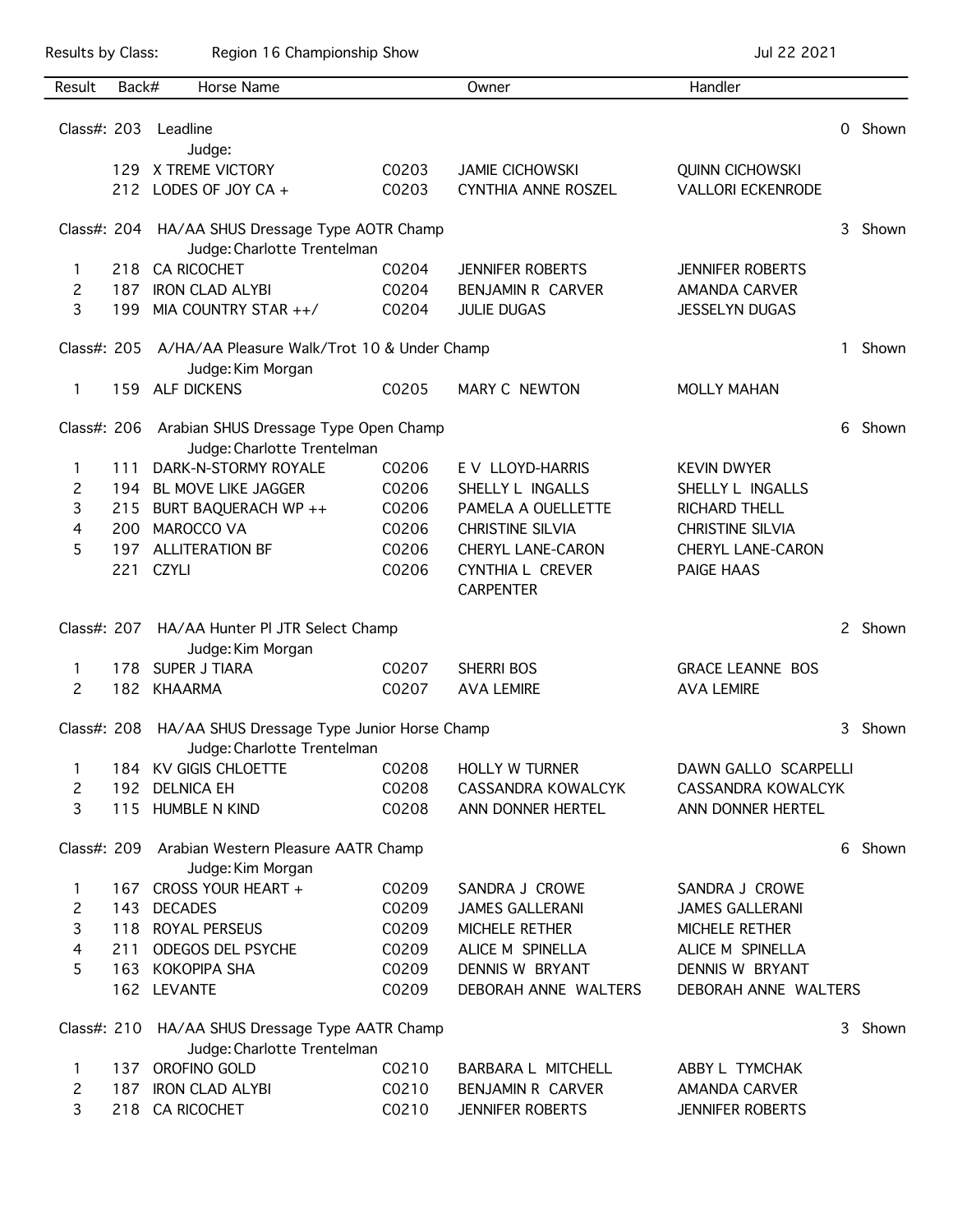Results by Class: Region 16 Championship Show Jul 22 2021

| Result | Back# | Horse Name | | Owner | Handler |
|---|---|---|---|---|---|

**Class#: 203 Leadline** — 0 Shown
Judge:

| Result | Back# | Horse Name | | Owner | Handler |
|---|---|---|---|---|---|
| | 129 | X TREME VICTORY | C0203 | JAMIE CICHOWSKI | QUINN CICHOWSKI |
| | 212 | LODES OF JOY CA + | C0203 | CYNTHIA ANNE ROSZEL | VALLORI ECKENRODE |

**Class#: 204 HA/AA SHUS Dressage Type AOTR Champ** — 3 Shown
Judge: Charlotte Trentelman

| Result | Back# | Horse Name | | Owner | Handler |
|---|---|---|---|---|---|
| 1 | 218 | CA RICOCHET | C0204 | JENNIFER ROBERTS | JENNIFER ROBERTS |
| 2 | 187 | IRON CLAD ALYBI | C0204 | BENJAMIN R CARVER | AMANDA CARVER |
| 3 | 199 | MIA COUNTRY STAR ++/ | C0204 | JULIE DUGAS | JESSELYN DUGAS |

**Class#: 205 A/HA/AA Pleasure Walk/Trot 10 & Under Champ** — 1 Shown
Judge: Kim Morgan

| Result | Back# | Horse Name | | Owner | Handler |
|---|---|---|---|---|---|
| 1 | 159 | ALF DICKENS | C0205 | MARY C NEWTON | MOLLY MAHAN |

**Class#: 206 Arabian SHUS Dressage Type Open Champ** — 6 Shown
Judge: Charlotte Trentelman

| Result | Back# | Horse Name | | Owner | Handler |
|---|---|---|---|---|---|
| 1 | 111 | DARK-N-STORMY ROYALE | C0206 | E V LLOYD-HARRIS | KEVIN DWYER |
| 2 | 194 | BL MOVE LIKE JAGGER | C0206 | SHELLY L INGALLS | SHELLY L INGALLS |
| 3 | 215 | BURT BAQUERACH WP ++ | C0206 | PAMELA A OUELLETTE | RICHARD THELL |
| 4 | 200 | MAROCCO VA | C0206 | CHRISTINE SILVIA | CHRISTINE SILVIA |
| 5 | 197 | ALLITERATION BF | C0206 | CHERYL LANE-CARON | CHERYL LANE-CARON |
| | 221 | CZYLI | C0206 | CYNTHIA L CREVER CARPENTER | PAIGE HAAS |

**Class#: 207 HA/AA Hunter Pl JTR Select Champ** — 2 Shown
Judge: Kim Morgan

| Result | Back# | Horse Name | | Owner | Handler |
|---|---|---|---|---|---|
| 1 | 178 | SUPER J TIARA | C0207 | SHERRI BOS | GRACE LEANNE BOS |
| 2 | 182 | KHAARMA | C0207 | AVA LEMIRE | AVA LEMIRE |

**Class#: 208 HA/AA SHUS Dressage Type Junior Horse Champ** — 3 Shown
Judge: Charlotte Trentelman

| Result | Back# | Horse Name | | Owner | Handler |
|---|---|---|---|---|---|
| 1 | 184 | KV GIGIS CHLOETTE | C0208 | HOLLY W TURNER | DAWN GALLO SCARPELLI |
| 2 | 192 | DELNICA EH | C0208 | CASSANDRA KOWALCYK | CASSANDRA KOWALCYK |
| 3 | 115 | HUMBLE N KIND | C0208 | ANN DONNER HERTEL | ANN DONNER HERTEL |

**Class#: 209 Arabian Western Pleasure AATR Champ** — 6 Shown
Judge: Kim Morgan

| Result | Back# | Horse Name | | Owner | Handler |
|---|---|---|---|---|---|
| 1 | 167 | CROSS YOUR HEART + | C0209 | SANDRA J CROWE | SANDRA J CROWE |
| 2 | 143 | DECADES | C0209 | JAMES GALLERANI | JAMES GALLERANI |
| 3 | 118 | ROYAL PERSEUS | C0209 | MICHELE RETHER | MICHELE RETHER |
| 4 | 211 | ODEGOS DEL PSYCHE | C0209 | ALICE M SPINELLA | ALICE M SPINELLA |
| 5 | 163 | KOKOPIPA SHA | C0209 | DENNIS W BRYANT | DENNIS W BRYANT |
| | 162 | LEVANTE | C0209 | DEBORAH ANNE WALTERS | DEBORAH ANNE WALTERS |

**Class#: 210 HA/AA SHUS Dressage Type AATR Champ** — 3 Shown
Judge: Charlotte Trentelman

| Result | Back# | Horse Name | | Owner | Handler |
|---|---|---|---|---|---|
| 1 | 137 | OROFINO GOLD | C0210 | BARBARA L MITCHELL | ABBY L TYMCHAK |
| 2 | 187 | IRON CLAD ALYBI | C0210 | BENJAMIN R CARVER | AMANDA CARVER |
| 3 | 218 | CA RICOCHET | C0210 | JENNIFER ROBERTS | JENNIFER ROBERTS |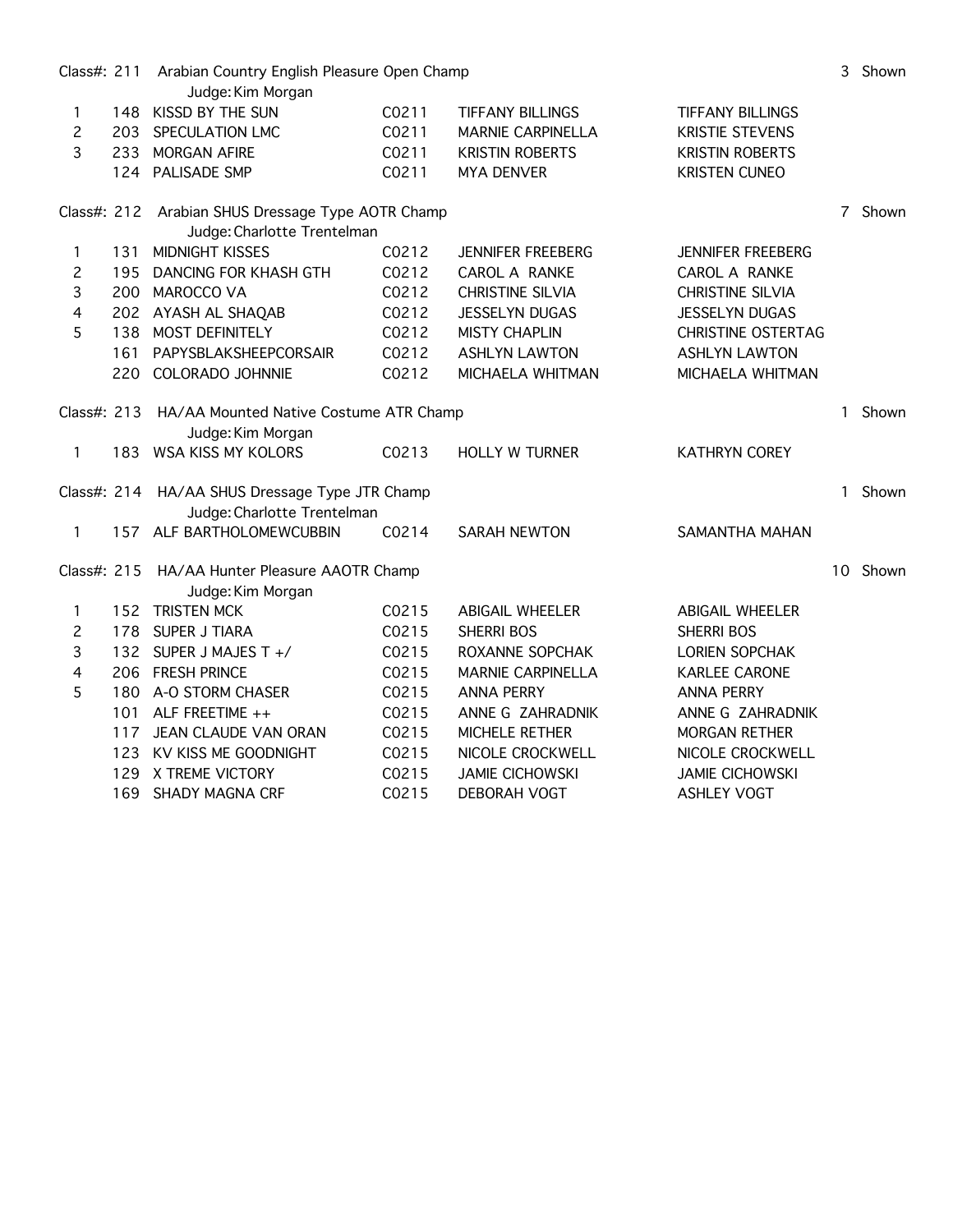Class#: 211 Arabian Country English Pleasure Open Champ — 3 Shown

Judge: Kim Morgan

| | | | | | |
|---|---|---|---|---|---|
| 1 | 148 | KISSD BY THE SUN | C0211 | TIFFANY BILLINGS | TIFFANY BILLINGS |
| 2 | 203 | SPECULATION LMC | C0211 | MARNIE CARPINELLA | KRISTIE STEVENS |
| 3 | 233 | MORGAN AFIRE | C0211 | KRISTIN ROBERTS | KRISTIN ROBERTS |
| | 124 | PALISADE SMP | C0211 | MYA DENVER | KRISTEN CUNEO |

Class#: 212 Arabian SHUS Dressage Type AOTR Champ — 7 Shown

Judge: Charlotte Trentelman

| | | | | | |
|---|---|---|---|---|---|
| 1 | 131 | MIDNIGHT KISSES | C0212 | JENNIFER FREEBERG | JENNIFER FREEBERG |
| 2 | 195 | DANCING FOR KHASH GTH | C0212 | CAROL A RANKE | CAROL A RANKE |
| 3 | 200 | MAROCCO VA | C0212 | CHRISTINE SILVIA | CHRISTINE SILVIA |
| 4 | 202 | AYASH AL SHAQAB | C0212 | JESSELYN DUGAS | JESSELYN DUGAS |
| 5 | 138 | MOST DEFINITELY | C0212 | MISTY CHAPLIN | CHRISTINE OSTERTAG |
| | 161 | PAPYSBLAKSHEEPCORSAIR | C0212 | ASHLYN LAWTON | ASHLYN LAWTON |
| | 220 | COLORADO JOHNNIE | C0212 | MICHAELA WHITMAN | MICHAELA WHITMAN |

Class#: 213 HA/AA Mounted Native Costume ATR Champ — 1 Shown

Judge: Kim Morgan

| | | | | | |
|---|---|---|---|---|---|
| 1 | 183 | WSA KISS MY KOLORS | C0213 | HOLLY W TURNER | KATHRYN COREY |

Class#: 214 HA/AA SHUS Dressage Type JTR Champ — 1 Shown

Judge: Charlotte Trentelman

| | | | | | |
|---|---|---|---|---|---|
| 1 | 157 | ALF BARTHOLOMEWCUBBIN | C0214 | SARAH NEWTON | SAMANTHA MAHAN |

Class#: 215 HA/AA Hunter Pleasure AAOTR Champ — 10 Shown

Judge: Kim Morgan

| | | | | | |
|---|---|---|---|---|---|
| 1 | 152 | TRISTEN MCK | C0215 | ABIGAIL WHEELER | ABIGAIL WHEELER |
| 2 | 178 | SUPER J TIARA | C0215 | SHERRI BOS | SHERRI BOS |
| 3 | 132 | SUPER J MAJES T +/ | C0215 | ROXANNE SOPCHAK | LORIEN SOPCHAK |
| 4 | 206 | FRESH PRINCE | C0215 | MARNIE CARPINELLA | KARLEE CARONE |
| 5 | 180 | A-O STORM CHASER | C0215 | ANNA PERRY | ANNA PERRY |
| | 101 | ALF FREETIME ++ | C0215 | ANNE G ZAHRADNIK | ANNE G ZAHRADNIK |
| | 117 | JEAN CLAUDE VAN ORAN | C0215 | MICHELE RETHER | MORGAN RETHER |
| | 123 | KV KISS ME GOODNIGHT | C0215 | NICOLE CROCKWELL | NICOLE CROCKWELL |
| | 129 | X TREME VICTORY | C0215 | JAMIE CICHOWSKI | JAMIE CICHOWSKI |
| | 169 | SHADY MAGNA CRF | C0215 | DEBORAH VOGT | ASHLEY VOGT |